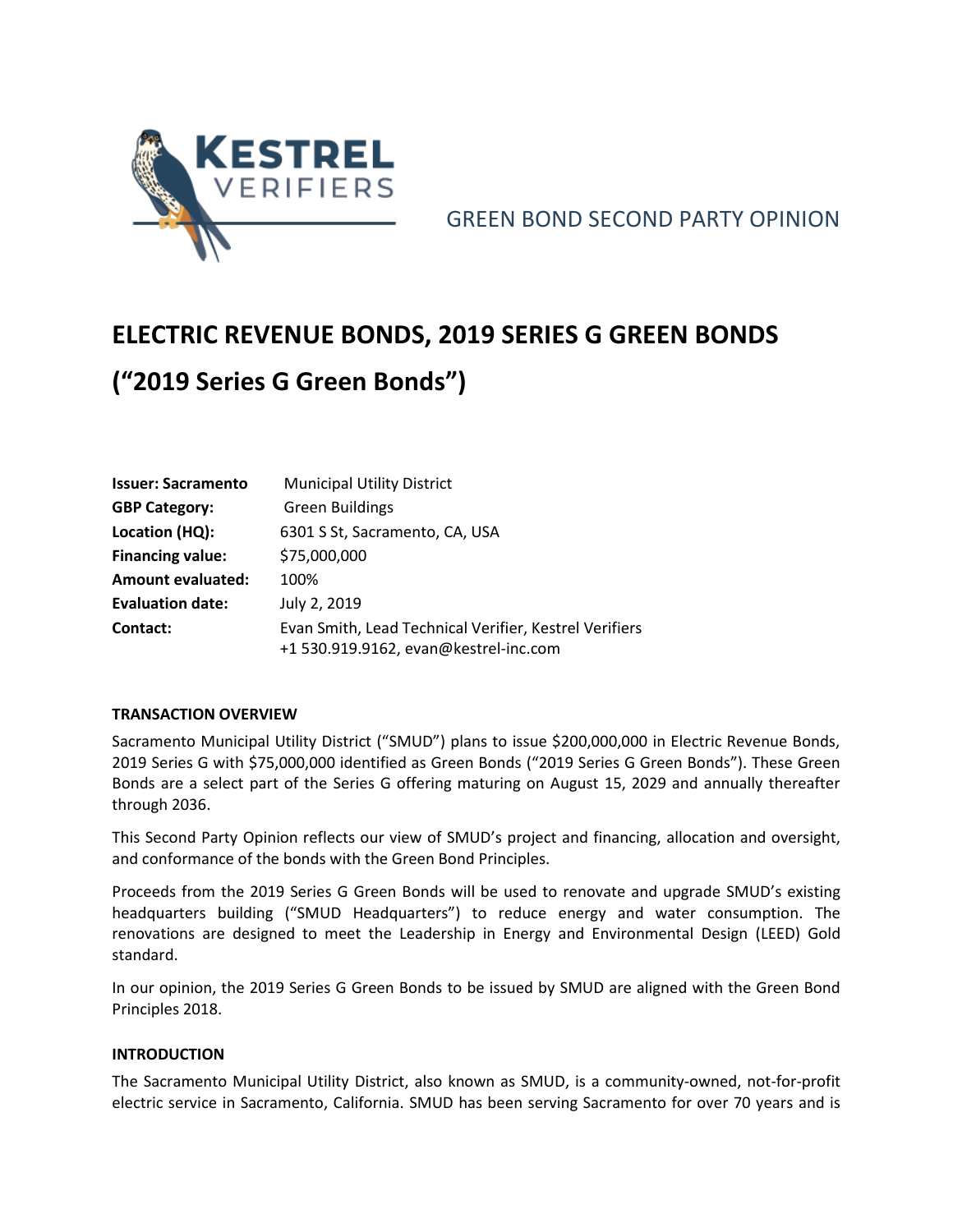KESTREL VERIFIERS

GREEN BOND SECOND PARTY OPINION

# ELECTRIC REVENUE BONDS, 2019 SERIES G GREEN BONDS

# (“2019 Series G Green Bonds”)

| | |
|---|---|
| **Issuer: Sacramento** | Municipal Utility District |
| **GBP Category:** | Green Buildings |
| **Location (HQ):** | 6301 S St, Sacramento, CA, USA |
| **Financing value:** | $75,000,000 |
| **Amount evaluated:** | 100% |
| **Evaluation date:** | July 2, 2019 |
| **Contact:** | Evan Smith, Lead Technical Verifier, Kestrel Verifiers<br>+1 530.919.9162, evan@kestrel-inc.com |

## TRANSACTION OVERVIEW

Sacramento Municipal Utility District (“SMUD”) plans to issue $200,000,000 in Electric Revenue Bonds, 2019 Series G with $75,000,000 identified as Green Bonds (“2019 Series G Green Bonds”). These Green Bonds are a select part of the Series G offering maturing on August 15, 2029 and annually thereafter through 2036.

This Second Party Opinion reflects our view of SMUD’s project and financing, allocation and oversight, and conformance of the bonds with the Green Bond Principles.

Proceeds from the 2019 Series G Green Bonds will be used to renovate and upgrade SMUD’s existing headquarters building (“SMUD Headquarters”) to reduce energy and water consumption. The renovations are designed to meet the Leadership in Energy and Environmental Design (LEED) Gold standard.

In our opinion, the 2019 Series G Green Bonds to be issued by SMUD are aligned with the Green Bond Principles 2018.

## INTRODUCTION

The Sacramento Municipal Utility District, also known as SMUD, is a community-owned, not-for-profit electric service in Sacramento, California. SMUD has been serving Sacramento for over 70 years and is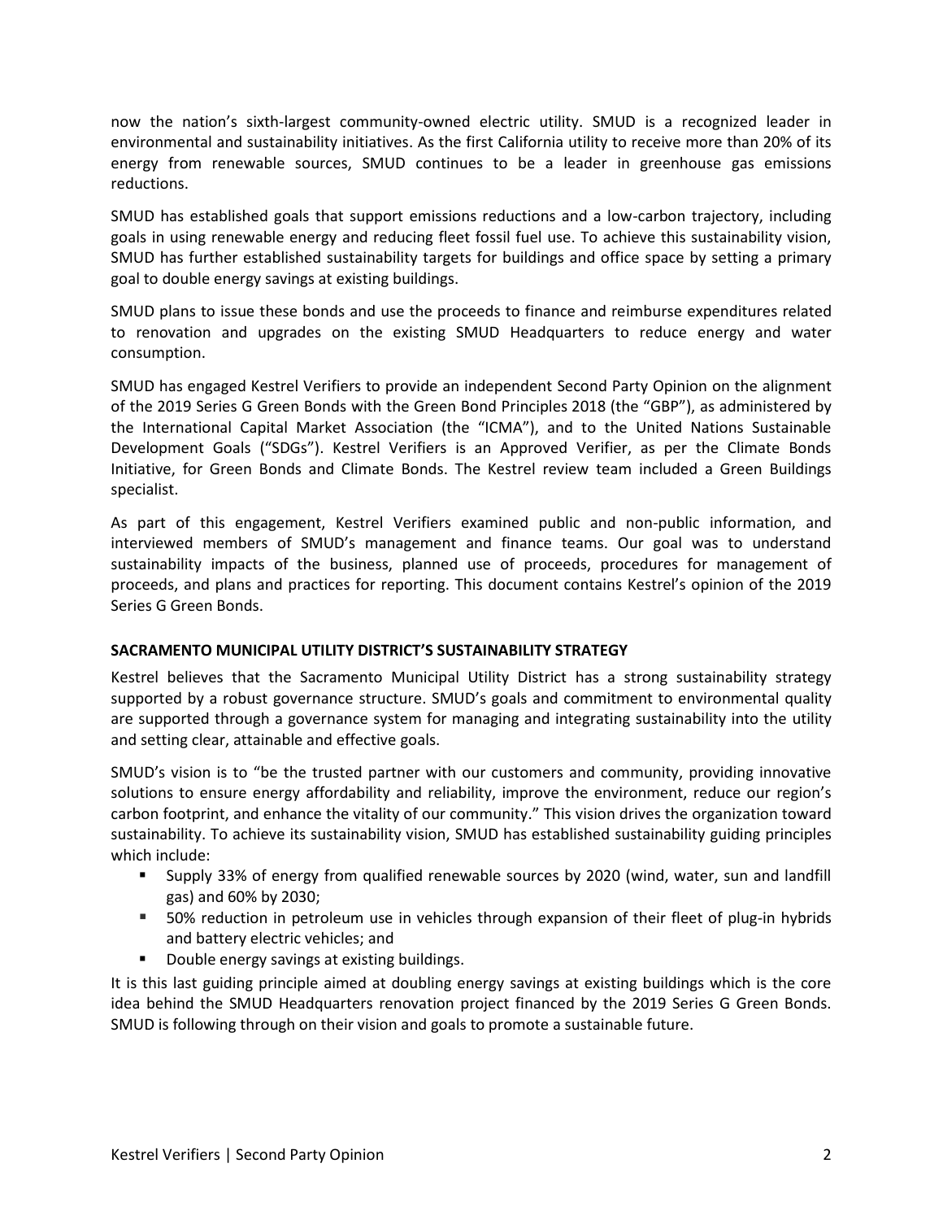now the nation's sixth-largest community-owned electric utility. SMUD is a recognized leader in environmental and sustainability initiatives. As the first California utility to receive more than 20% of its energy from renewable sources, SMUD continues to be a leader in greenhouse gas emissions reductions.

SMUD has established goals that support emissions reductions and a low-carbon trajectory, including goals in using renewable energy and reducing fleet fossil fuel use. To achieve this sustainability vision, SMUD has further established sustainability targets for buildings and office space by setting a primary goal to double energy savings at existing buildings.

SMUD plans to issue these bonds and use the proceeds to finance and reimburse expenditures related to renovation and upgrades on the existing SMUD Headquarters to reduce energy and water consumption.

SMUD has engaged Kestrel Verifiers to provide an independent Second Party Opinion on the alignment of the 2019 Series G Green Bonds with the Green Bond Principles 2018 (the "GBP"), as administered by the International Capital Market Association (the "ICMA"), and to the United Nations Sustainable Development Goals ("SDGs"). Kestrel Verifiers is an Approved Verifier, as per the Climate Bonds Initiative, for Green Bonds and Climate Bonds. The Kestrel review team included a Green Buildings specialist.

As part of this engagement, Kestrel Verifiers examined public and non-public information, and interviewed members of SMUD's management and finance teams. Our goal was to understand sustainability impacts of the business, planned use of proceeds, procedures for management of proceeds, and plans and practices for reporting. This document contains Kestrel's opinion of the 2019 Series G Green Bonds.

## SACRAMENTO MUNICIPAL UTILITY DISTRICT'S SUSTAINABILITY STRATEGY

Kestrel believes that the Sacramento Municipal Utility District has a strong sustainability strategy supported by a robust governance structure. SMUD's goals and commitment to environmental quality are supported through a governance system for managing and integrating sustainability into the utility and setting clear, attainable and effective goals.

SMUD's vision is to "be the trusted partner with our customers and community, providing innovative solutions to ensure energy affordability and reliability, improve the environment, reduce our region's carbon footprint, and enhance the vitality of our community." This vision drives the organization toward sustainability. To achieve its sustainability vision, SMUD has established sustainability guiding principles which include:

- Supply 33% of energy from qualified renewable sources by 2020 (wind, water, sun and landfill gas) and 60% by 2030;
- 50% reduction in petroleum use in vehicles through expansion of their fleet of plug-in hybrids and battery electric vehicles; and
- Double energy savings at existing buildings.

It is this last guiding principle aimed at doubling energy savings at existing buildings which is the core idea behind the SMUD Headquarters renovation project financed by the 2019 Series G Green Bonds. SMUD is following through on their vision and goals to promote a sustainable future.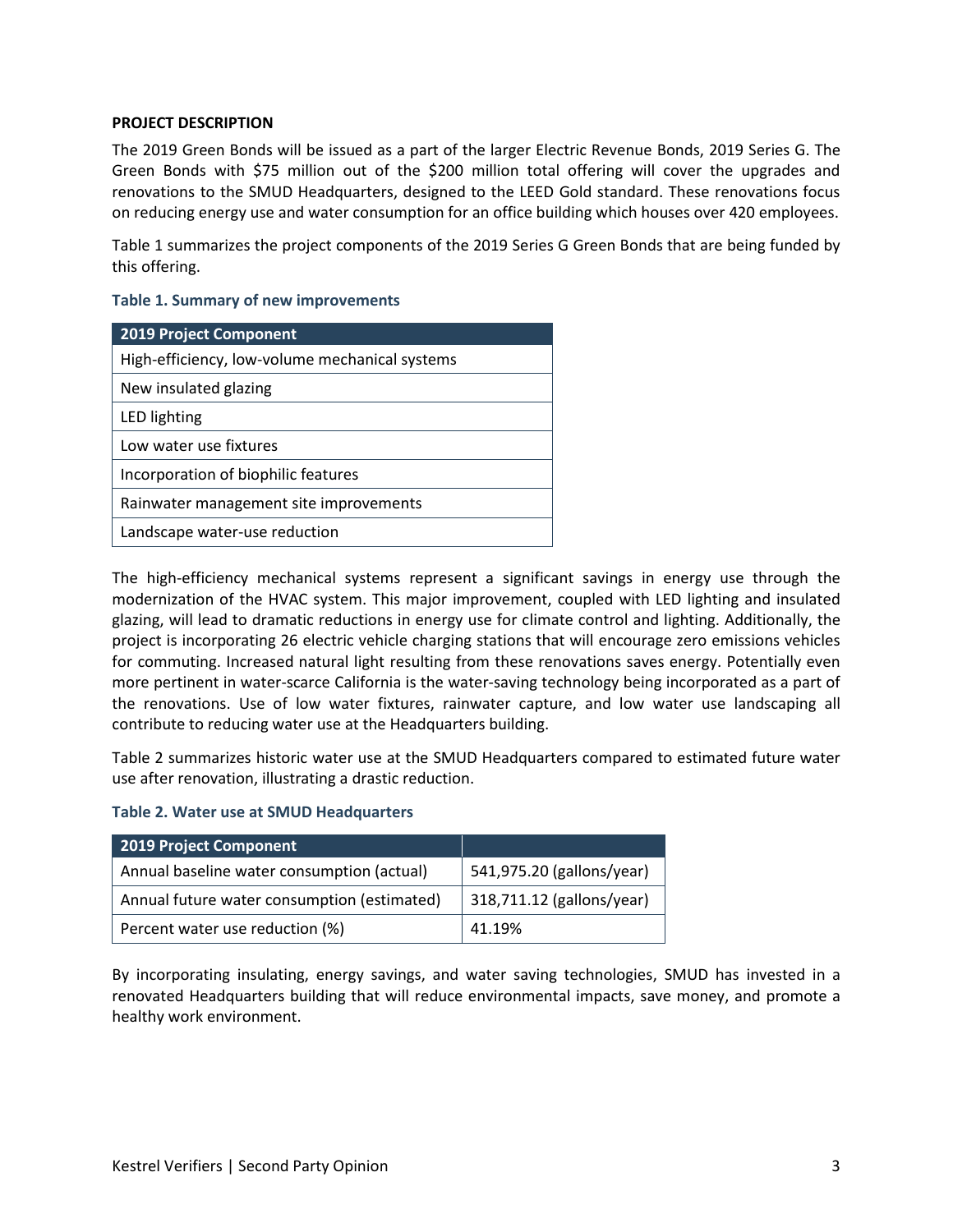**PROJECT DESCRIPTION**

The 2019 Green Bonds will be issued as a part of the larger Electric Revenue Bonds, 2019 Series G. The Green Bonds with $75 million out of the $200 million total offering will cover the upgrades and renovations to the SMUD Headquarters, designed to the LEED Gold standard. These renovations focus on reducing energy use and water consumption for an office building which houses over 420 employees.

Table 1 summarizes the project components of the 2019 Series G Green Bonds that are being funded by this offering.

**Table 1. Summary of new improvements**

| 2019 Project Component |
| --- |
| High-efficiency, low-volume mechanical systems |
| New insulated glazing |
| LED lighting |
| Low water use fixtures |
| Incorporation of biophilic features |
| Rainwater management site improvements |
| Landscape water-use reduction |

The high-efficiency mechanical systems represent a significant savings in energy use through the modernization of the HVAC system. This major improvement, coupled with LED lighting and insulated glazing, will lead to dramatic reductions in energy use for climate control and lighting. Additionally, the project is incorporating 26 electric vehicle charging stations that will encourage zero emissions vehicles for commuting. Increased natural light resulting from these renovations saves energy. Potentially even more pertinent in water-scarce California is the water-saving technology being incorporated as a part of the renovations. Use of low water fixtures, rainwater capture, and low water use landscaping all contribute to reducing water use at the Headquarters building.

Table 2 summarizes historic water use at the SMUD Headquarters compared to estimated future water use after renovation, illustrating a drastic reduction.

**Table 2. Water use at SMUD Headquarters**

| 2019 Project Component | |
| --- | --- |
| Annual baseline water consumption (actual) | 541,975.20 (gallons/year) |
| Annual future water consumption (estimated) | 318,711.12 (gallons/year) |
| Percent water use reduction (%) | 41.19% |

By incorporating insulating, energy savings, and water saving technologies, SMUD has invested in a renovated Headquarters building that will reduce environmental impacts, save money, and promote a healthy work environment.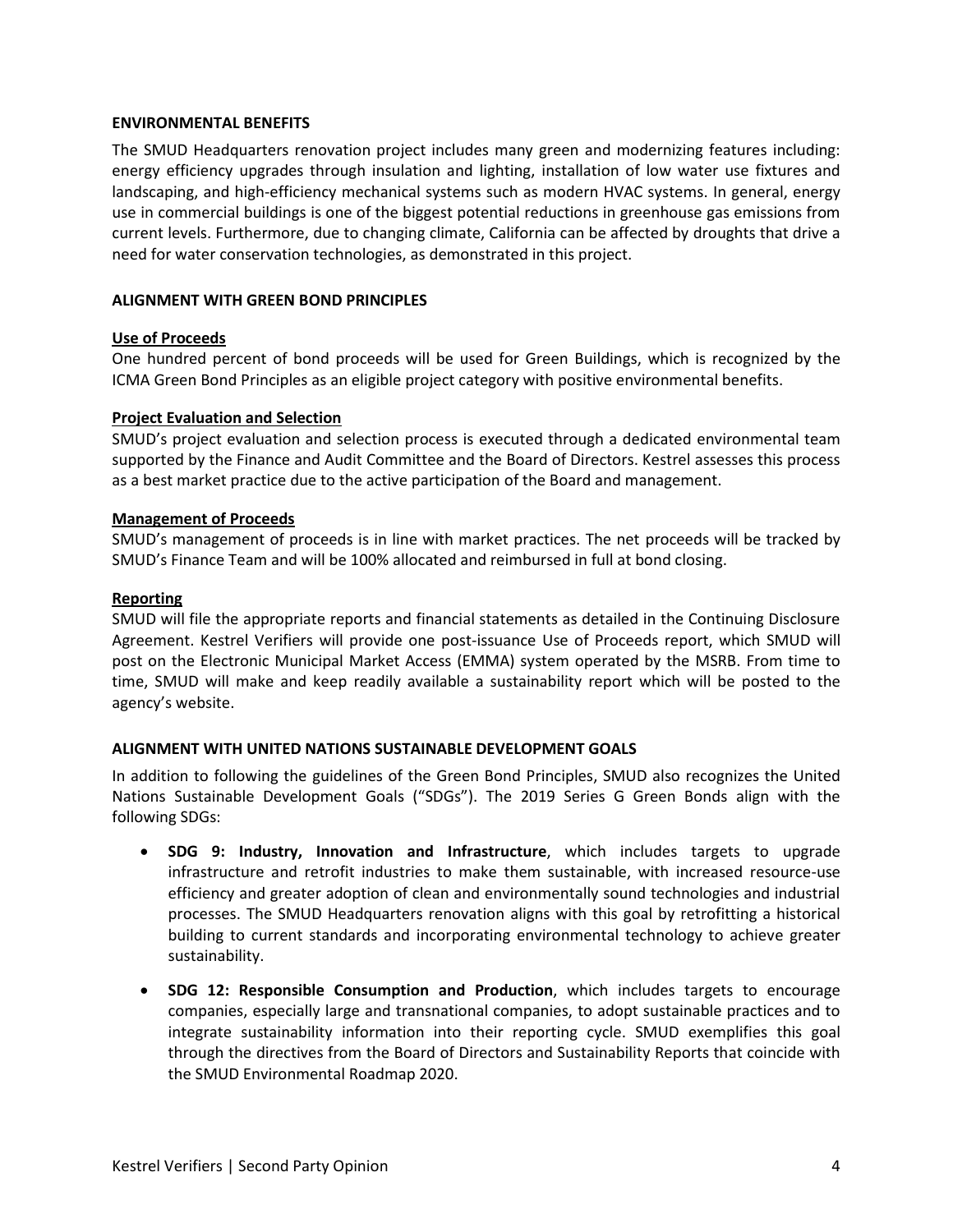## ENVIRONMENTAL BENEFITS

The SMUD Headquarters renovation project includes many green and modernizing features including: energy efficiency upgrades through insulation and lighting, installation of low water use fixtures and landscaping, and high-efficiency mechanical systems such as modern HVAC systems. In general, energy use in commercial buildings is one of the biggest potential reductions in greenhouse gas emissions from current levels. Furthermore, due to changing climate, California can be affected by droughts that drive a need for water conservation technologies, as demonstrated in this project.

## ALIGNMENT WITH GREEN BOND PRINCIPLES

### Use of Proceeds

One hundred percent of bond proceeds will be used for Green Buildings, which is recognized by the ICMA Green Bond Principles as an eligible project category with positive environmental benefits.

### Project Evaluation and Selection

SMUD's project evaluation and selection process is executed through a dedicated environmental team supported by the Finance and Audit Committee and the Board of Directors. Kestrel assesses this process as a best market practice due to the active participation of the Board and management.

### Management of Proceeds

SMUD's management of proceeds is in line with market practices. The net proceeds will be tracked by SMUD's Finance Team and will be 100% allocated and reimbursed in full at bond closing.

### Reporting

SMUD will file the appropriate reports and financial statements as detailed in the Continuing Disclosure Agreement. Kestrel Verifiers will provide one post-issuance Use of Proceeds report, which SMUD will post on the Electronic Municipal Market Access (EMMA) system operated by the MSRB. From time to time, SMUD will make and keep readily available a sustainability report which will be posted to the agency's website.

## ALIGNMENT WITH UNITED NATIONS SUSTAINABLE DEVELOPMENT GOALS

In addition to following the guidelines of the Green Bond Principles, SMUD also recognizes the United Nations Sustainable Development Goals ("SDGs"). The 2019 Series G Green Bonds align with the following SDGs:

- **SDG 9: Industry, Innovation and Infrastructure**, which includes targets to upgrade infrastructure and retrofit industries to make them sustainable, with increased resource-use efficiency and greater adoption of clean and environmentally sound technologies and industrial processes. The SMUD Headquarters renovation aligns with this goal by retrofitting a historical building to current standards and incorporating environmental technology to achieve greater sustainability.
- **SDG 12: Responsible Consumption and Production**, which includes targets to encourage companies, especially large and transnational companies, to adopt sustainable practices and to integrate sustainability information into their reporting cycle. SMUD exemplifies this goal through the directives from the Board of Directors and Sustainability Reports that coincide with the SMUD Environmental Roadmap 2020.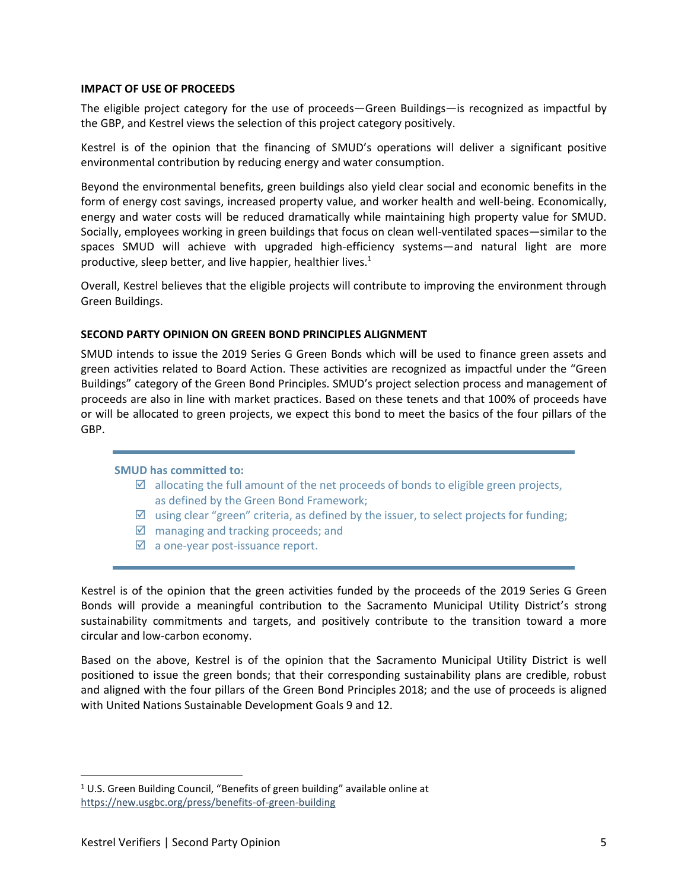## IMPACT OF USE OF PROCEEDS

The eligible project category for the use of proceeds—Green Buildings—is recognized as impactful by the GBP, and Kestrel views the selection of this project category positively.

Kestrel is of the opinion that the financing of SMUD's operations will deliver a significant positive environmental contribution by reducing energy and water consumption.

Beyond the environmental benefits, green buildings also yield clear social and economic benefits in the form of energy cost savings, increased property value, and worker health and well-being. Economically, energy and water costs will be reduced dramatically while maintaining high property value for SMUD. Socially, employees working in green buildings that focus on clean well-ventilated spaces—similar to the spaces SMUD will achieve with upgraded high-efficiency systems—and natural light are more productive, sleep better, and live happier, healthier lives.[1]

Overall, Kestrel believes that the eligible projects will contribute to improving the environment through Green Buildings.

## SECOND PARTY OPINION ON GREEN BOND PRINCIPLES ALIGNMENT

SMUD intends to issue the 2019 Series G Green Bonds which will be used to finance green assets and green activities related to Board Action. These activities are recognized as impactful under the "Green Buildings" category of the Green Bond Principles. SMUD's project selection process and management of proceeds are also in line with market practices. Based on these tenets and that 100% of proceeds have or will be allocated to green projects, we expect this bond to meet the basics of the four pillars of the GBP.

**SMUD has committed to:**

- ☑ allocating the full amount of the net proceeds of bonds to eligible green projects, as defined by the Green Bond Framework;
- ☑ using clear "green" criteria, as defined by the issuer, to select projects for funding;
- ☑ managing and tracking proceeds; and
- ☑ a one-year post-issuance report.

Kestrel is of the opinion that the green activities funded by the proceeds of the 2019 Series G Green Bonds will provide a meaningful contribution to the Sacramento Municipal Utility District's strong sustainability commitments and targets, and positively contribute to the transition toward a more circular and low-carbon economy.

Based on the above, Kestrel is of the opinion that the Sacramento Municipal Utility District is well positioned to issue the green bonds; that their corresponding sustainability plans are credible, robust and aligned with the four pillars of the Green Bond Principles 2018; and the use of proceeds is aligned with United Nations Sustainable Development Goals 9 and 12.

---

[1] U.S. Green Building Council, "Benefits of green building" available online at https://new.usgbc.org/press/benefits-of-green-building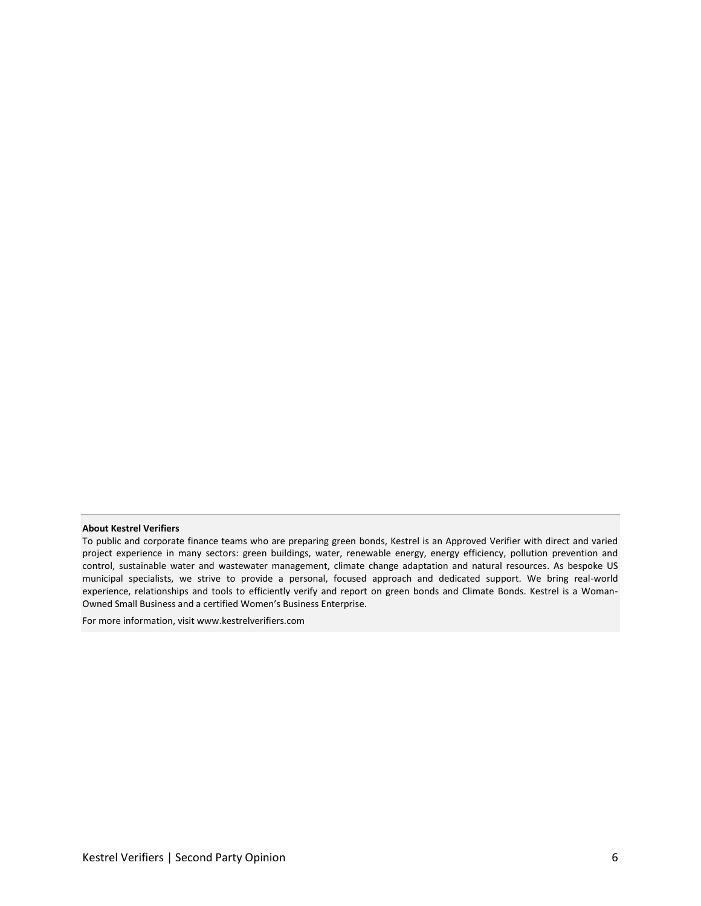**About Kestrel Verifiers**

To public and corporate finance teams who are preparing green bonds, Kestrel is an Approved Verifier with direct and varied project experience in many sectors: green buildings, water, renewable energy, energy efficiency, pollution prevention and control, sustainable water and wastewater management, climate change adaptation and natural resources. As bespoke US municipal specialists, we strive to provide a personal, focused approach and dedicated support. We bring real-world experience, relationships and tools to efficiently verify and report on green bonds and Climate Bonds. Kestrel is a Woman-Owned Small Business and a certified Women's Business Enterprise.

For more information, visit www.kestrelverifiers.com